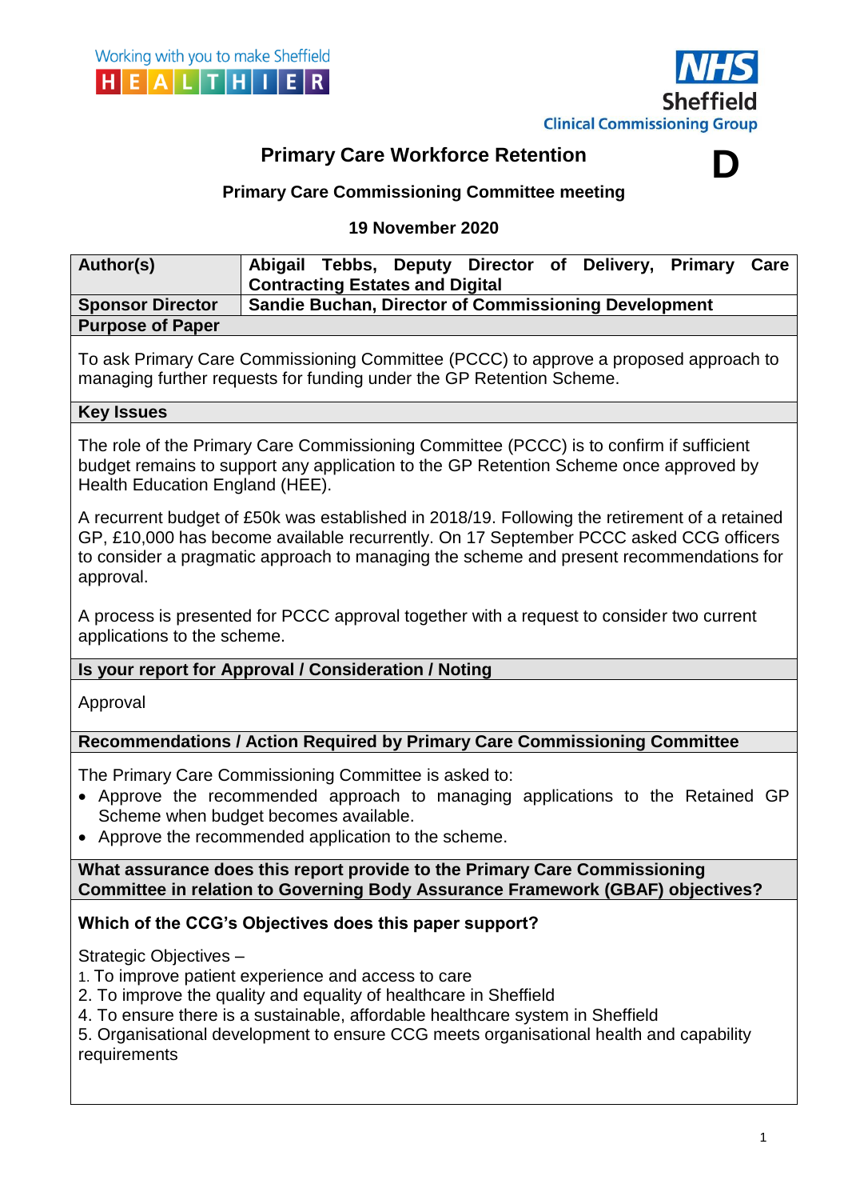Working with you to make Sheffield HEALTHIER

NHS Sheffield Clinical Commissioning Group

# Primary Care Workforce Retention

**D**

**Primary Care Commissioning Committee meeting**

**19 November 2020**

| | |
|---|---|
| **Author(s)** | **Abigail Tebbs, Deputy Director of Delivery, Primary Care Contracting Estates and Digital** |
| **Sponsor Director** | **Sandie Buchan, Director of Commissioning Development** |

**Purpose of Paper**

To ask Primary Care Commissioning Committee (PCCC) to approve a proposed approach to managing further requests for funding under the GP Retention Scheme.

**Key Issues**

The role of the Primary Care Commissioning Committee (PCCC) is to confirm if sufficient budget remains to support any application to the GP Retention Scheme once approved by Health Education England (HEE).

A recurrent budget of £50k was established in 2018/19. Following the retirement of a retained GP, £10,000 has become available recurrently. On 17 September PCCC asked CCG officers to consider a pragmatic approach to managing the scheme and present recommendations for approval.

A process is presented for PCCC approval together with a request to consider two current applications to the scheme.

**Is your report for Approval / Consideration / Noting**

Approval

**Recommendations / Action Required by Primary Care Commissioning Committee**

The Primary Care Commissioning Committee is asked to:

- Approve the recommended approach to managing applications to the Retained GP Scheme when budget becomes available.
- Approve the recommended application to the scheme.

**What assurance does this report provide to the Primary Care Commissioning Committee in relation to Governing Body Assurance Framework (GBAF) objectives?**

**Which of the CCG's Objectives does this paper support?**

Strategic Objectives –

1. To improve patient experience and access to care
2. To improve the quality and equality of healthcare in Sheffield
4. To ensure there is a sustainable, affordable healthcare system in Sheffield
5. Organisational development to ensure CCG meets organisational health and capability requirements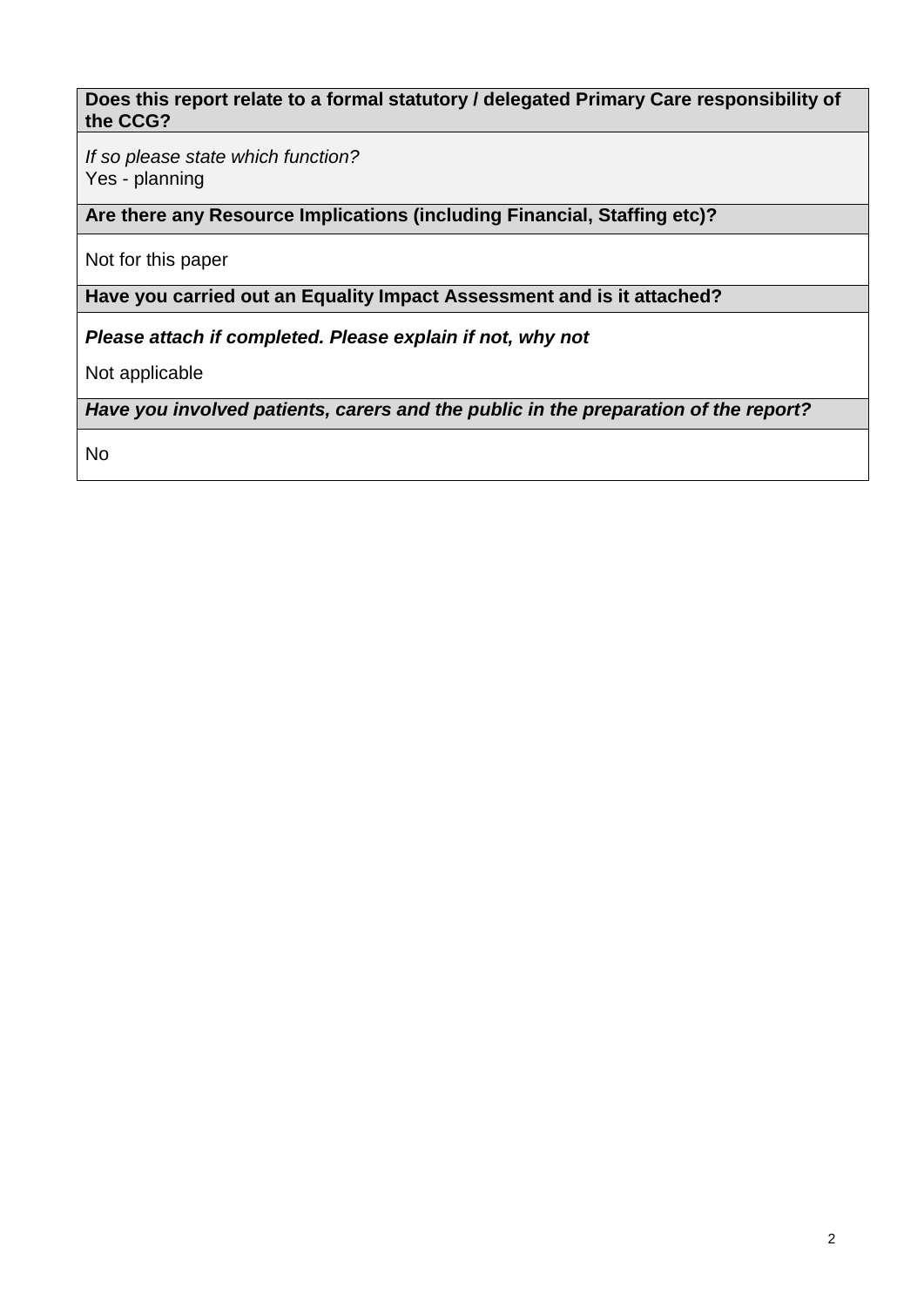| **Does this report relate to a formal statutory / delegated Primary Care responsibility of the CCG?** |
|---|
| *If so please state which function?*<br>Yes - planning |
| **Are there any Resource Implications (including Financial, Staffing etc)?** |
| Not for this paper |
| **Have you carried out an Equality Impact Assessment and is it attached?** |
| ***Please attach if completed. Please explain if not, why not***<br><br>Not applicable |
| ***Have you involved patients, carers and the public in the preparation of the report?*** |
| No |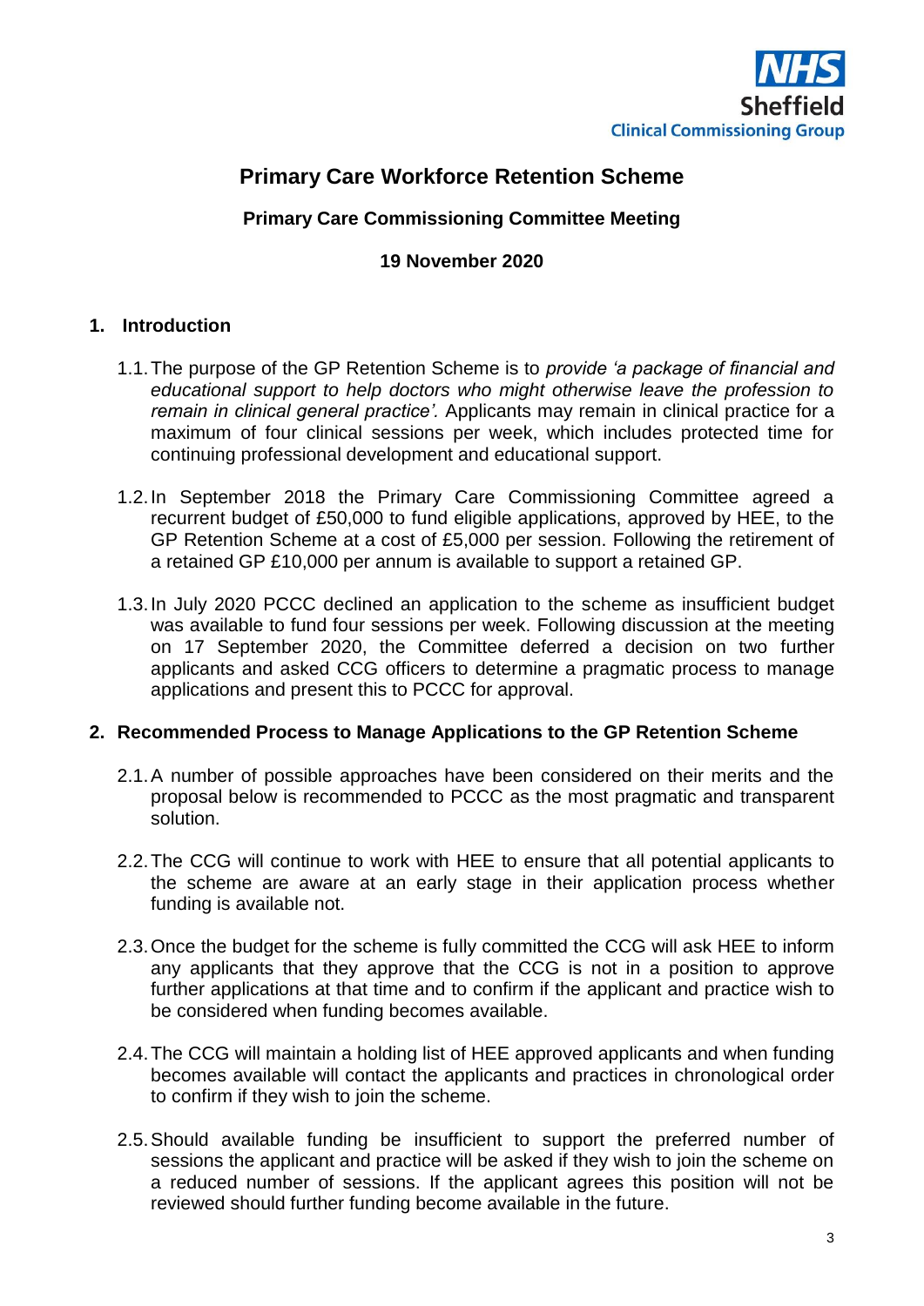NHS Sheffield
Clinical Commissioning Group

# Primary Care Workforce Retention Scheme

**Primary Care Commissioning Committee Meeting**

**19 November 2020**

## 1. Introduction

1.1. The purpose of the GP Retention Scheme is to *provide 'a package of financial and educational support to help doctors who might otherwise leave the profession to remain in clinical general practice'.* Applicants may remain in clinical practice for a maximum of four clinical sessions per week, which includes protected time for continuing professional development and educational support.

1.2. In September 2018 the Primary Care Commissioning Committee agreed a recurrent budget of £50,000 to fund eligible applications, approved by HEE, to the GP Retention Scheme at a cost of £5,000 per session. Following the retirement of a retained GP £10,000 per annum is available to support a retained GP.

1.3. In July 2020 PCCC declined an application to the scheme as insufficient budget was available to fund four sessions per week. Following discussion at the meeting on 17 September 2020, the Committee deferred a decision on two further applicants and asked CCG officers to determine a pragmatic process to manage applications and present this to PCCC for approval.

## 2. Recommended Process to Manage Applications to the GP Retention Scheme

2.1. A number of possible approaches have been considered on their merits and the proposal below is recommended to PCCC as the most pragmatic and transparent solution.

2.2. The CCG will continue to work with HEE to ensure that all potential applicants to the scheme are aware at an early stage in their application process whether funding is available not.

2.3. Once the budget for the scheme is fully committed the CCG will ask HEE to inform any applicants that they approve that the CCG is not in a position to approve further applications at that time and to confirm if the applicant and practice wish to be considered when funding becomes available.

2.4. The CCG will maintain a holding list of HEE approved applicants and when funding becomes available will contact the applicants and practices in chronological order to confirm if they wish to join the scheme.

2.5. Should available funding be insufficient to support the preferred number of sessions the applicant and practice will be asked if they wish to join the scheme on a reduced number of sessions. If the applicant agrees this position will not be reviewed should further funding become available in the future.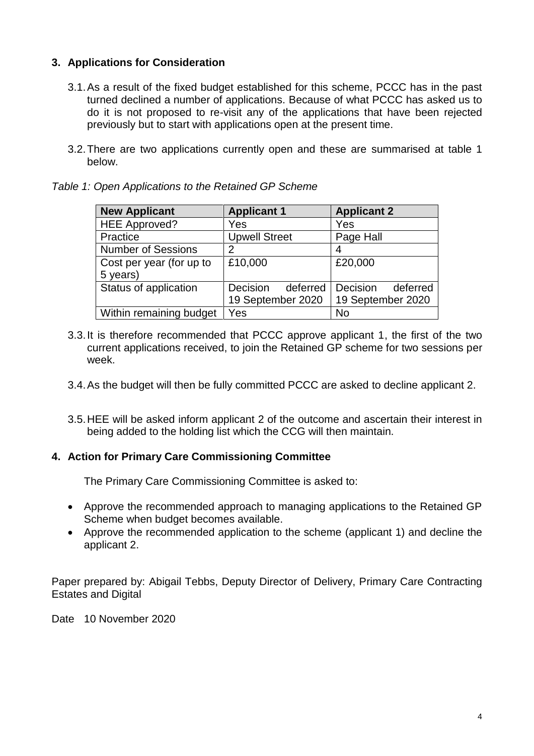## 3. Applications for Consideration

3.1. As a result of the fixed budget established for this scheme, PCCC has in the past turned declined a number of applications. Because of what PCCC has asked us to do it is not proposed to re-visit any of the applications that have been rejected previously but to start with applications open at the present time.

3.2. There are two applications currently open and these are summarised at table 1 below.

*Table 1: Open Applications to the Retained GP Scheme*

| New Applicant | Applicant 1 | Applicant 2 |
|---|---|---|
| HEE Approved? | Yes | Yes |
| Practice | Upwell Street | Page Hall |
| Number of Sessions | 2 | 4 |
| Cost per year (for up to 5 years) | £10,000 | £20,000 |
| Status of application | Decision deferred 19 September 2020 | Decision deferred 19 September 2020 |
| Within remaining budget | Yes | No |

3.3. It is therefore recommended that PCCC approve applicant 1, the first of the two current applications received, to join the Retained GP scheme for two sessions per week.

3.4. As the budget will then be fully committed PCCC are asked to decline applicant 2.

3.5. HEE will be asked inform applicant 2 of the outcome and ascertain their interest in being added to the holding list which the CCG will then maintain.

## 4. Action for Primary Care Commissioning Committee

The Primary Care Commissioning Committee is asked to:

- Approve the recommended approach to managing applications to the Retained GP Scheme when budget becomes available.
- Approve the recommended application to the scheme (applicant 1) and decline the applicant 2.

Paper prepared by: Abigail Tebbs, Deputy Director of Delivery, Primary Care Contracting Estates and Digital

Date 10 November 2020